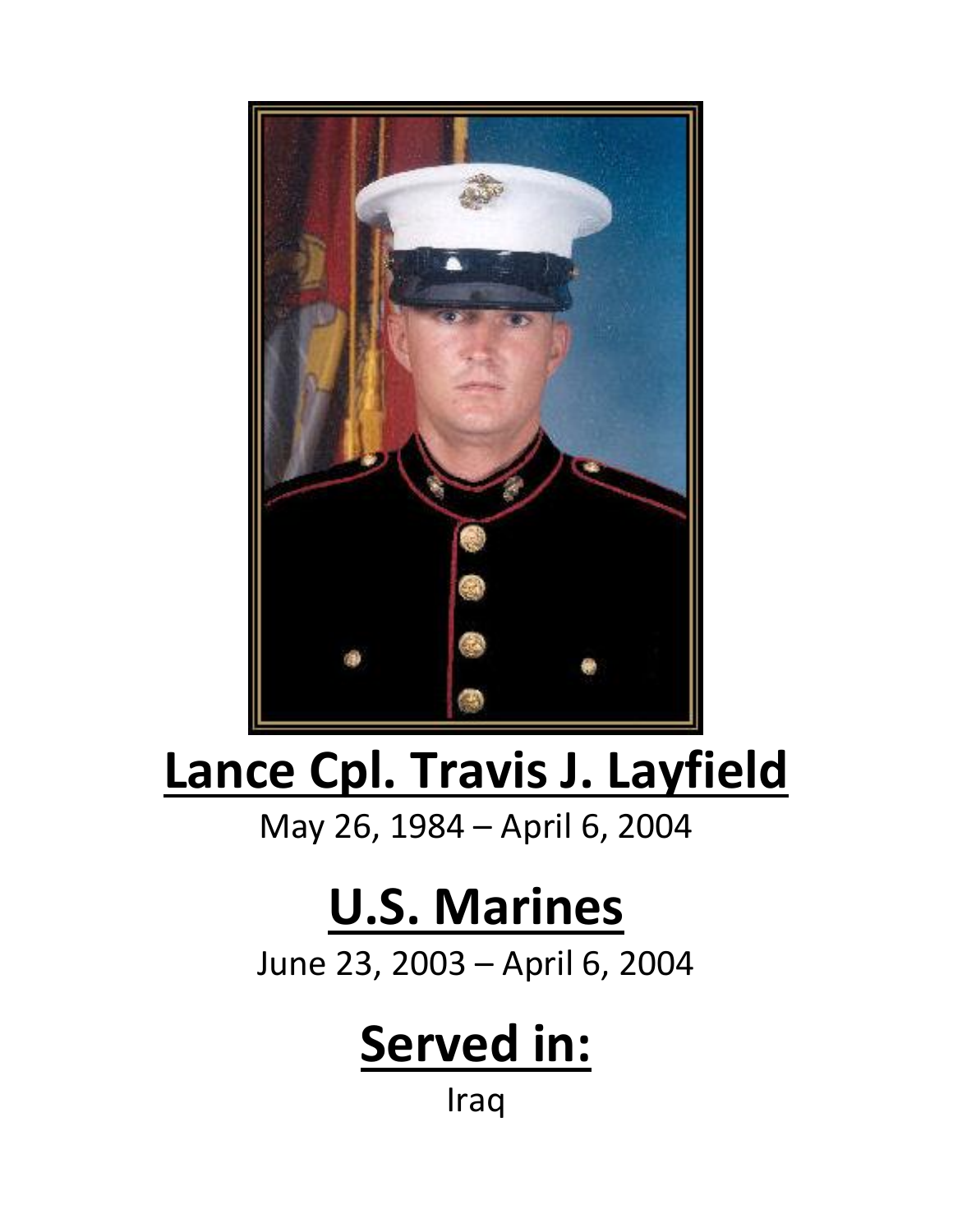# Lance Cpl. Travis J. Layfield

May 26, 1984 – April 6, 2004

# U.S. Marines

June 23, 2003 – April 6, 2004

# Served in:

Iraq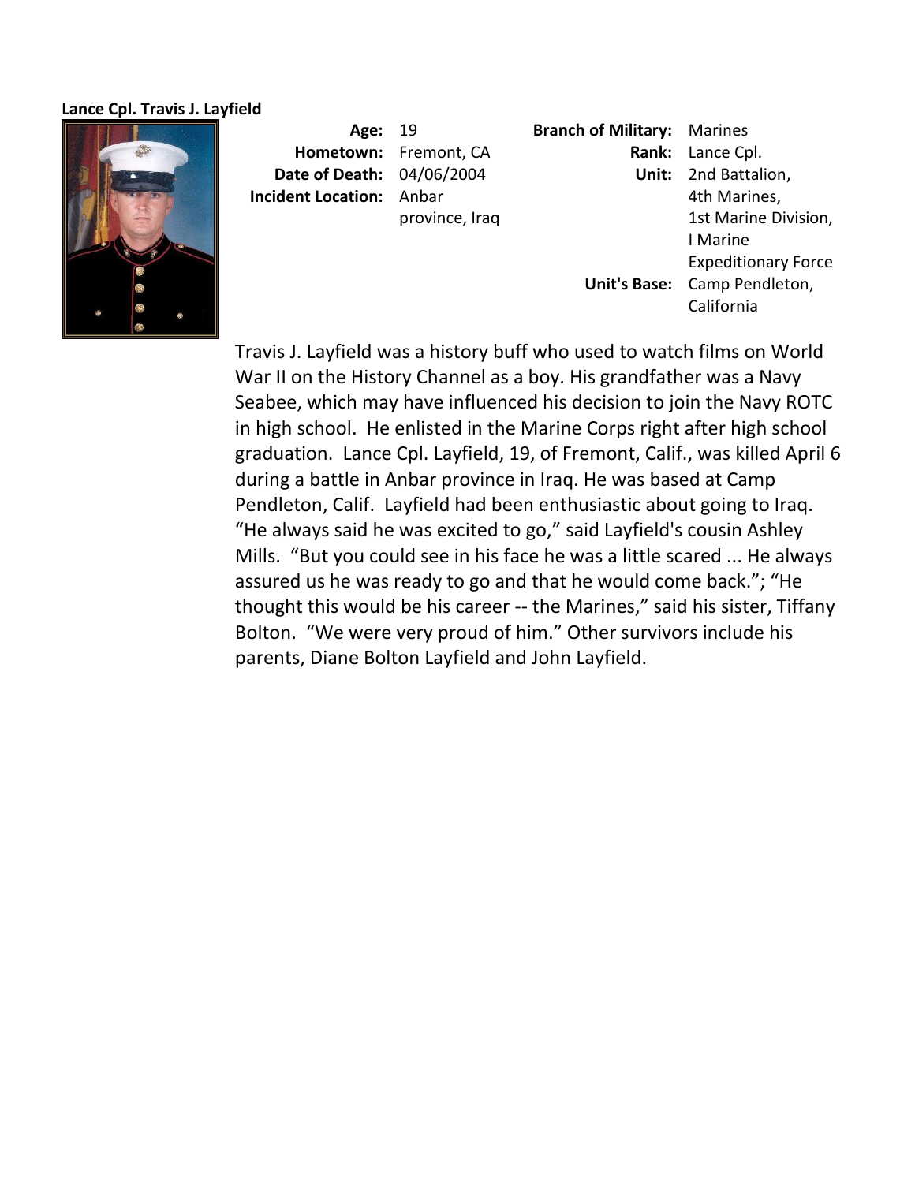**Lance Cpl. Travis J. Layfield**

| | | | |
|---|---|---|---|
| **Age:** | 19 | **Branch of Military:** | Marines |
| **Hometown:** | Fremont, CA | **Rank:** | Lance Cpl. |
| **Date of Death:** | 04/06/2004 | **Unit:** | 2nd Battalion, 4th Marines, 1st Marine Division, I Marine Expeditionary Force |
| **Incident Location:** | Anbar province, Iraq | **Unit's Base:** | Camp Pendleton, California |

Travis J. Layfield was a history buff who used to watch films on World War II on the History Channel as a boy. His grandfather was a Navy Seabee, which may have influenced his decision to join the Navy ROTC in high school. He enlisted in the Marine Corps right after high school graduation. Lance Cpl. Layfield, 19, of Fremont, Calif., was killed April 6 during a battle in Anbar province in Iraq. He was based at Camp Pendleton, Calif. Layfield had been enthusiastic about going to Iraq. "He always said he was excited to go," said Layfield's cousin Ashley Mills. "But you could see in his face he was a little scared ... He always assured us he was ready to go and that he would come back."; "He thought this would be his career -- the Marines," said his sister, Tiffany Bolton. "We were very proud of him." Other survivors include his parents, Diane Bolton Layfield and John Layfield.